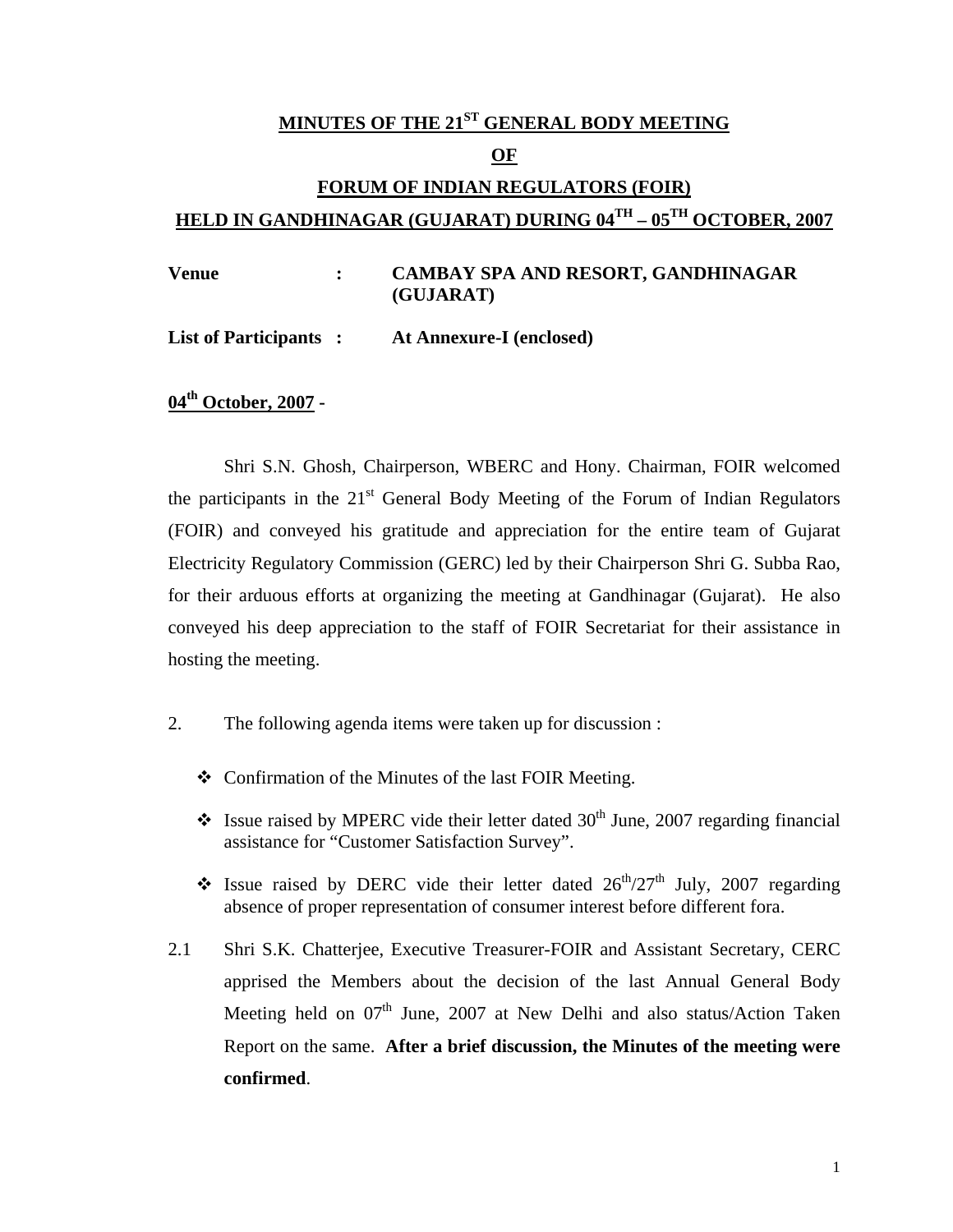# MINUTES OF THE 21ST GENERAL BODY MEETING

# OF

# FORUM OF INDIAN REGULATORS (FOIR)

# HELD IN GANDHINAGAR (GUJARAT) DURING 04TH – 05TH OCTOBER, 2007

**Venue : CAMBAY SPA AND RESORT, GANDHINAGAR (GUJARAT)**

**List of Participants : At Annexure-I (enclosed)**

**04th October, 2007 -**

Shri S.N. Ghosh, Chairperson, WBERC and Hony. Chairman, FOIR welcomed the participants in the 21st General Body Meeting of the Forum of Indian Regulators (FOIR) and conveyed his gratitude and appreciation for the entire team of Gujarat Electricity Regulatory Commission (GERC) led by their Chairperson Shri G. Subba Rao, for their arduous efforts at organizing the meeting at Gandhinagar (Gujarat). He also conveyed his deep appreciation to the staff of FOIR Secretariat for their assistance in hosting the meeting.

2. The following agenda items were taken up for discussion :

- Confirmation of the Minutes of the last FOIR Meeting.
- Issue raised by MPERC vide their letter dated 30th June, 2007 regarding financial assistance for "Customer Satisfaction Survey".
- Issue raised by DERC vide their letter dated 26th/27th July, 2007 regarding absence of proper representation of consumer interest before different fora.

2.1 Shri S.K. Chatterjee, Executive Treasurer-FOIR and Assistant Secretary, CERC apprised the Members about the decision of the last Annual General Body Meeting held on 07th June, 2007 at New Delhi and also status/Action Taken Report on the same. **After a brief discussion, the Minutes of the meeting were confirmed**.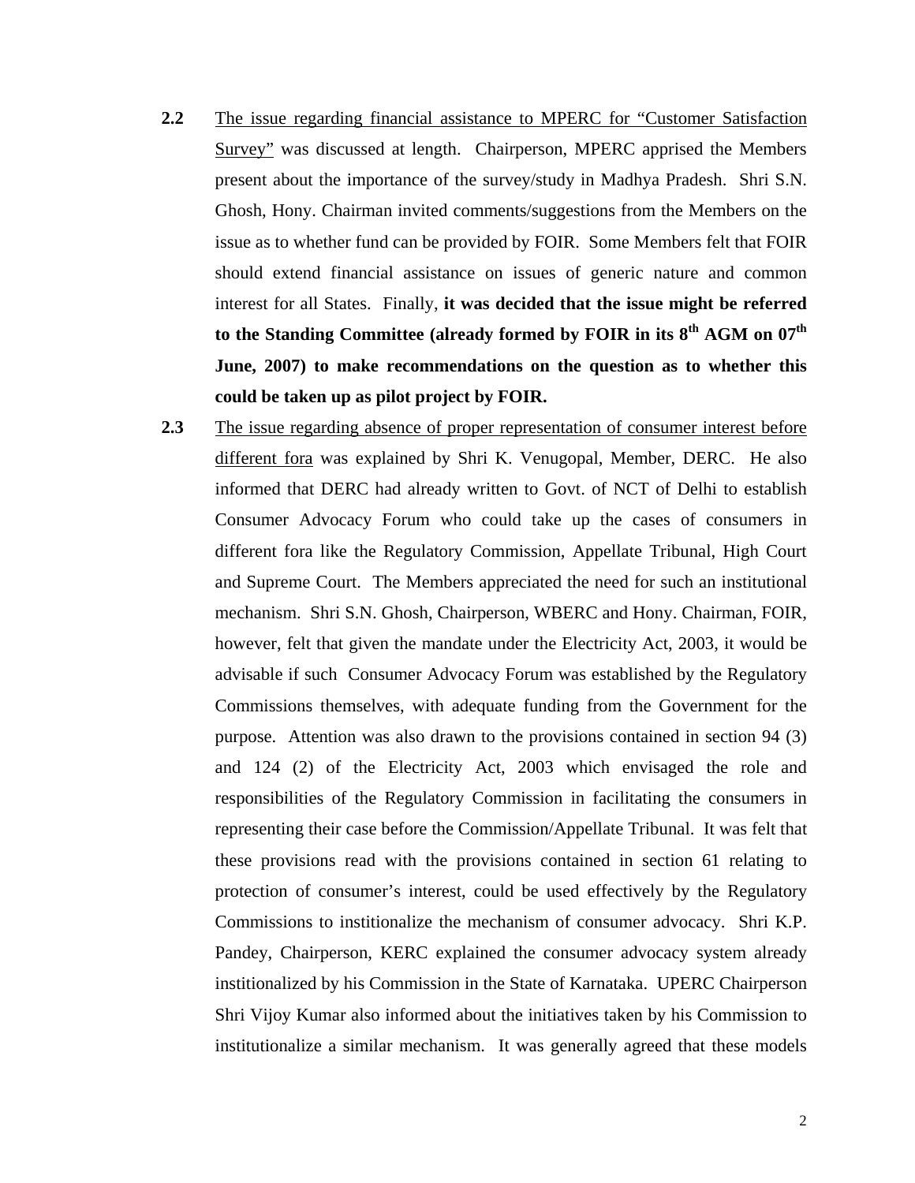**2.2** The issue regarding financial assistance to MPERC for "Customer Satisfaction Survey" was discussed at length. Chairperson, MPERC apprised the Members present about the importance of the survey/study in Madhya Pradesh. Shri S.N. Ghosh, Hony. Chairman invited comments/suggestions from the Members on the issue as to whether fund can be provided by FOIR. Some Members felt that FOIR should extend financial assistance on issues of generic nature and common interest for all States. Finally, **it was decided that the issue might be referred to the Standing Committee (already formed by FOIR in its 8th AGM on 07th June, 2007) to make recommendations on the question as to whether this could be taken up as pilot project by FOIR.**

**2.3** The issue regarding absence of proper representation of consumer interest before different fora was explained by Shri K. Venugopal, Member, DERC. He also informed that DERC had already written to Govt. of NCT of Delhi to establish Consumer Advocacy Forum who could take up the cases of consumers in different fora like the Regulatory Commission, Appellate Tribunal, High Court and Supreme Court. The Members appreciated the need for such an institutional mechanism. Shri S.N. Ghosh, Chairperson, WBERC and Hony. Chairman, FOIR, however, felt that given the mandate under the Electricity Act, 2003, it would be advisable if such Consumer Advocacy Forum was established by the Regulatory Commissions themselves, with adequate funding from the Government for the purpose. Attention was also drawn to the provisions contained in section 94 (3) and 124 (2) of the Electricity Act, 2003 which envisaged the role and responsibilities of the Regulatory Commission in facilitating the consumers in representing their case before the Commission/Appellate Tribunal. It was felt that these provisions read with the provisions contained in section 61 relating to protection of consumer's interest, could be used effectively by the Regulatory Commissions to institionalize the mechanism of consumer advocacy. Shri K.P. Pandey, Chairperson, KERC explained the consumer advocacy system already institionalized by his Commission in the State of Karnataka. UPERC Chairperson Shri Vijoy Kumar also informed about the initiatives taken by his Commission to institutionalize a similar mechanism. It was generally agreed that these models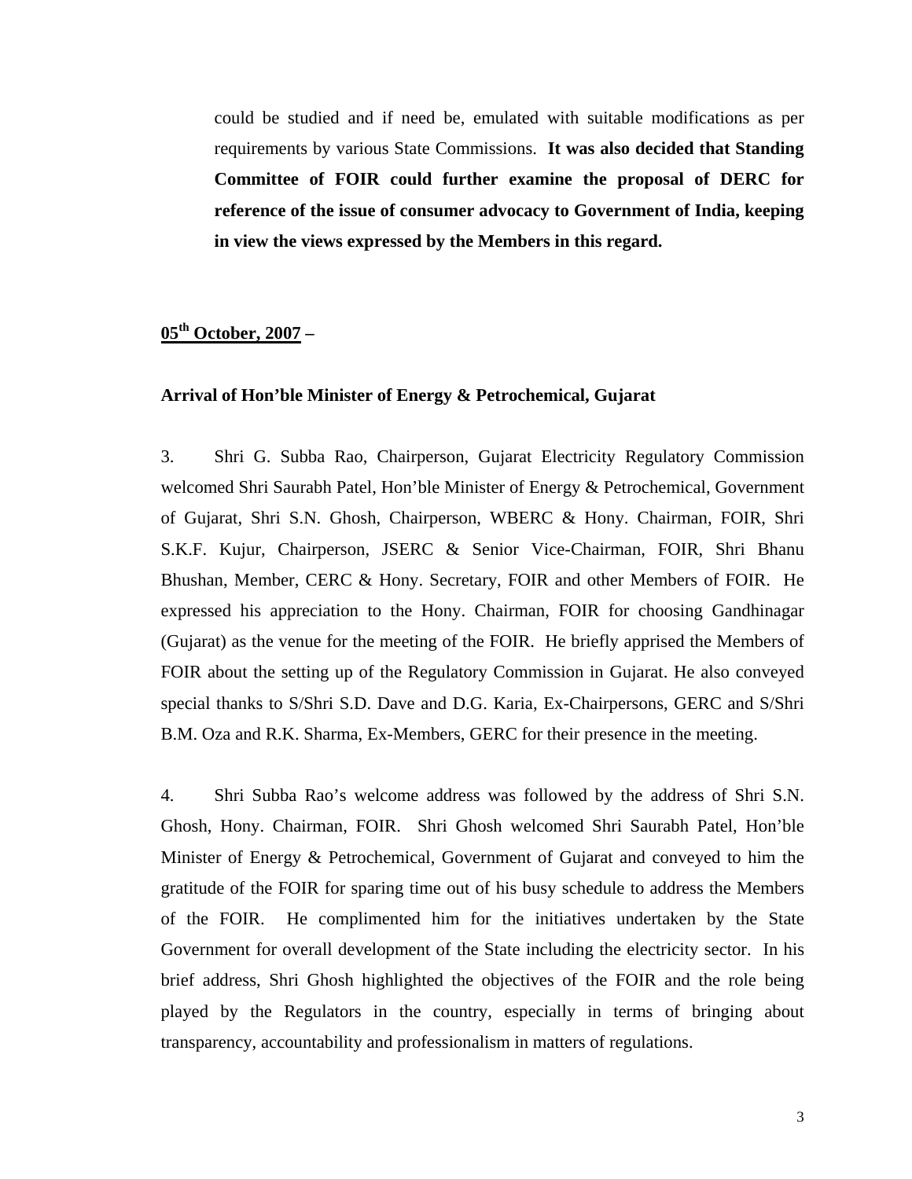could be studied and if need be, emulated with suitable modifications as per requirements by various State Commissions. **It was also decided that Standing Committee of FOIR could further examine the proposal of DERC for reference of the issue of consumer advocacy to Government of India, keeping in view the views expressed by the Members in this regard.**

**<u>05th October, 2007</u> –**

**Arrival of Hon'ble Minister of Energy & Petrochemical, Gujarat**

3. Shri G. Subba Rao, Chairperson, Gujarat Electricity Regulatory Commission welcomed Shri Saurabh Patel, Hon'ble Minister of Energy & Petrochemical, Government of Gujarat, Shri S.N. Ghosh, Chairperson, WBERC & Hony. Chairman, FOIR, Shri S.K.F. Kujur, Chairperson, JSERC & Senior Vice-Chairman, FOIR, Shri Bhanu Bhushan, Member, CERC & Hony. Secretary, FOIR and other Members of FOIR. He expressed his appreciation to the Hony. Chairman, FOIR for choosing Gandhinagar (Gujarat) as the venue for the meeting of the FOIR. He briefly apprised the Members of FOIR about the setting up of the Regulatory Commission in Gujarat. He also conveyed special thanks to S/Shri S.D. Dave and D.G. Karia, Ex-Chairpersons, GERC and S/Shri B.M. Oza and R.K. Sharma, Ex-Members, GERC for their presence in the meeting.

4. Shri Subba Rao's welcome address was followed by the address of Shri S.N. Ghosh, Hony. Chairman, FOIR. Shri Ghosh welcomed Shri Saurabh Patel, Hon'ble Minister of Energy & Petrochemical, Government of Gujarat and conveyed to him the gratitude of the FOIR for sparing time out of his busy schedule to address the Members of the FOIR. He complimented him for the initiatives undertaken by the State Government for overall development of the State including the electricity sector. In his brief address, Shri Ghosh highlighted the objectives of the FOIR and the role being played by the Regulators in the country, especially in terms of bringing about transparency, accountability and professionalism in matters of regulations.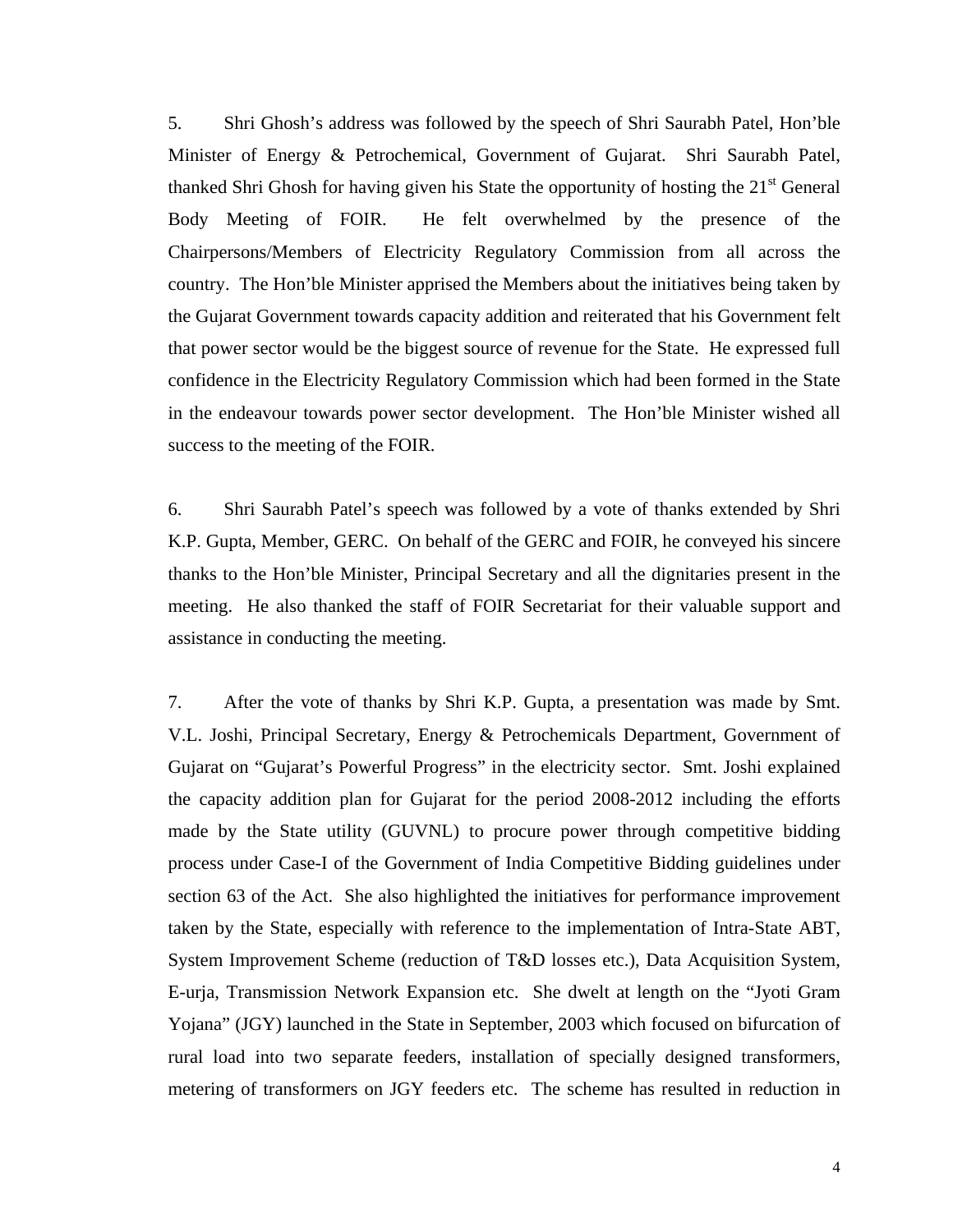5. Shri Ghosh's address was followed by the speech of Shri Saurabh Patel, Hon'ble Minister of Energy & Petrochemical, Government of Gujarat. Shri Saurabh Patel, thanked Shri Ghosh for having given his State the opportunity of hosting the 21st General Body Meeting of FOIR. He felt overwhelmed by the presence of the Chairpersons/Members of Electricity Regulatory Commission from all across the country. The Hon'ble Minister apprised the Members about the initiatives being taken by the Gujarat Government towards capacity addition and reiterated that his Government felt that power sector would be the biggest source of revenue for the State. He expressed full confidence in the Electricity Regulatory Commission which had been formed in the State in the endeavour towards power sector development. The Hon'ble Minister wished all success to the meeting of the FOIR.

6. Shri Saurabh Patel's speech was followed by a vote of thanks extended by Shri K.P. Gupta, Member, GERC. On behalf of the GERC and FOIR, he conveyed his sincere thanks to the Hon'ble Minister, Principal Secretary and all the dignitaries present in the meeting. He also thanked the staff of FOIR Secretariat for their valuable support and assistance in conducting the meeting.

7. After the vote of thanks by Shri K.P. Gupta, a presentation was made by Smt. V.L. Joshi, Principal Secretary, Energy & Petrochemicals Department, Government of Gujarat on "Gujarat's Powerful Progress" in the electricity sector. Smt. Joshi explained the capacity addition plan for Gujarat for the period 2008-2012 including the efforts made by the State utility (GUVNL) to procure power through competitive bidding process under Case-I of the Government of India Competitive Bidding guidelines under section 63 of the Act. She also highlighted the initiatives for performance improvement taken by the State, especially with reference to the implementation of Intra-State ABT, System Improvement Scheme (reduction of T&D losses etc.), Data Acquisition System, E-urja, Transmission Network Expansion etc. She dwelt at length on the "Jyoti Gram Yojana" (JGY) launched in the State in September, 2003 which focused on bifurcation of rural load into two separate feeders, installation of specially designed transformers, metering of transformers on JGY feeders etc. The scheme has resulted in reduction in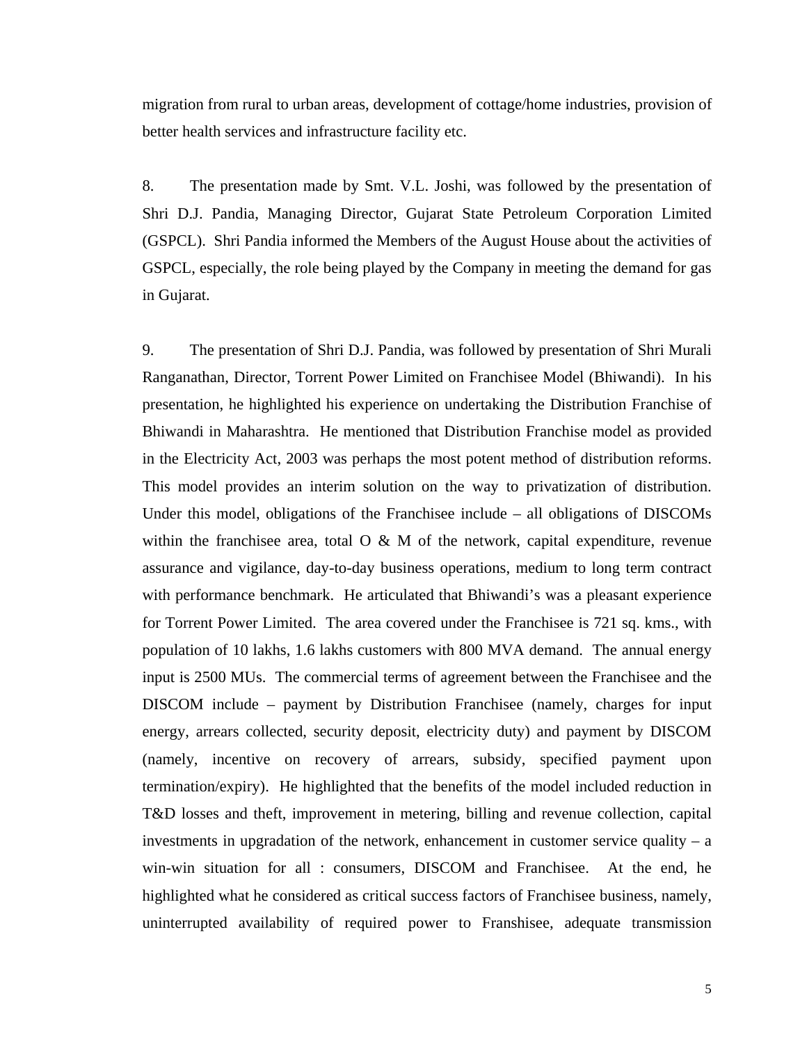migration from rural to urban areas, development of cottage/home industries, provision of better health services and infrastructure facility etc.

8. The presentation made by Smt. V.L. Joshi, was followed by the presentation of Shri D.J. Pandia, Managing Director, Gujarat State Petroleum Corporation Limited (GSPCL). Shri Pandia informed the Members of the August House about the activities of GSPCL, especially, the role being played by the Company in meeting the demand for gas in Gujarat.

9. The presentation of Shri D.J. Pandia, was followed by presentation of Shri Murali Ranganathan, Director, Torrent Power Limited on Franchisee Model (Bhiwandi). In his presentation, he highlighted his experience on undertaking the Distribution Franchise of Bhiwandi in Maharashtra. He mentioned that Distribution Franchise model as provided in the Electricity Act, 2003 was perhaps the most potent method of distribution reforms. This model provides an interim solution on the way to privatization of distribution. Under this model, obligations of the Franchisee include – all obligations of DISCOMs within the franchisee area, total O & M of the network, capital expenditure, revenue assurance and vigilance, day-to-day business operations, medium to long term contract with performance benchmark. He articulated that Bhiwandi's was a pleasant experience for Torrent Power Limited. The area covered under the Franchisee is 721 sq. kms., with population of 10 lakhs, 1.6 lakhs customers with 800 MVA demand. The annual energy input is 2500 MUs. The commercial terms of agreement between the Franchisee and the DISCOM include – payment by Distribution Franchisee (namely, charges for input energy, arrears collected, security deposit, electricity duty) and payment by DISCOM (namely, incentive on recovery of arrears, subsidy, specified payment upon termination/expiry). He highlighted that the benefits of the model included reduction in T&D losses and theft, improvement in metering, billing and revenue collection, capital investments in upgradation of the network, enhancement in customer service quality – a win-win situation for all : consumers, DISCOM and Franchisee. At the end, he highlighted what he considered as critical success factors of Franchisee business, namely, uninterrupted availability of required power to Franshisee, adequate transmission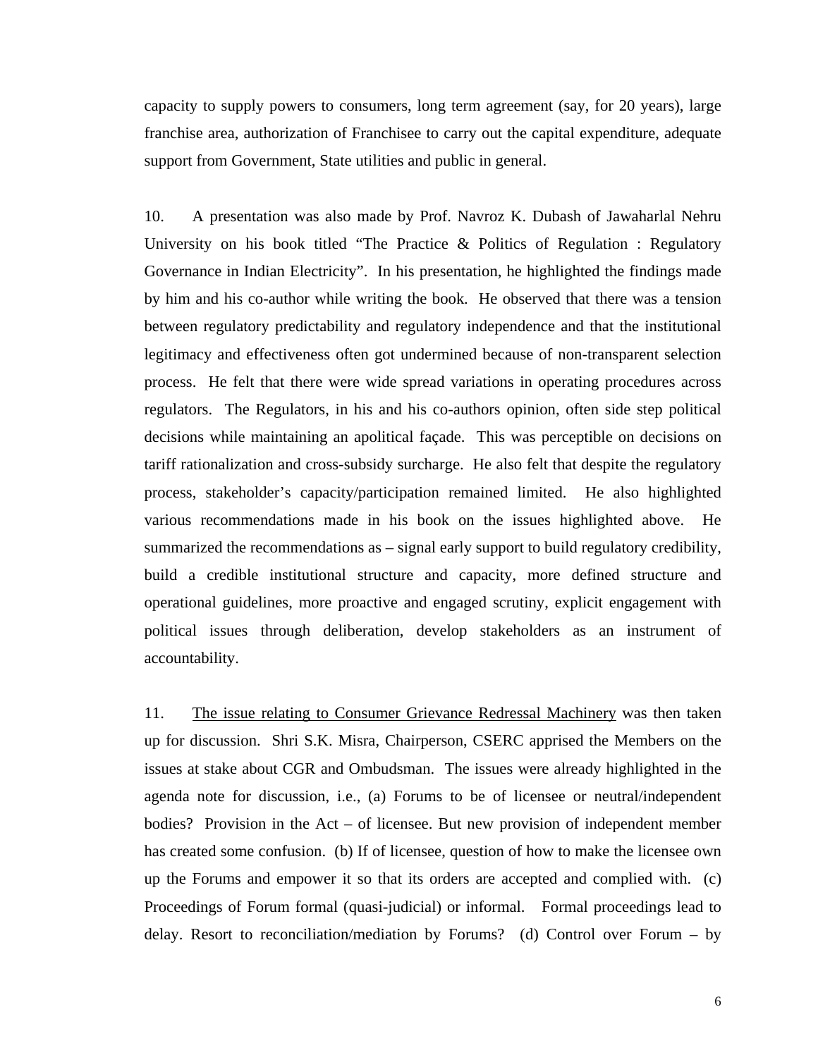capacity to supply powers to consumers, long term agreement (say, for 20 years), large franchise area, authorization of Franchisee to carry out the capital expenditure, adequate support from Government, State utilities and public in general.

10. A presentation was also made by Prof. Navroz K. Dubash of Jawaharlal Nehru University on his book titled "The Practice & Politics of Regulation : Regulatory Governance in Indian Electricity". In his presentation, he highlighted the findings made by him and his co-author while writing the book. He observed that there was a tension between regulatory predictability and regulatory independence and that the institutional legitimacy and effectiveness often got undermined because of non-transparent selection process. He felt that there were wide spread variations in operating procedures across regulators. The Regulators, in his and his co-authors opinion, often side step political decisions while maintaining an apolitical façade. This was perceptible on decisions on tariff rationalization and cross-subsidy surcharge. He also felt that despite the regulatory process, stakeholder's capacity/participation remained limited. He also highlighted various recommendations made in his book on the issues highlighted above. He summarized the recommendations as – signal early support to build regulatory credibility, build a credible institutional structure and capacity, more defined structure and operational guidelines, more proactive and engaged scrutiny, explicit engagement with political issues through deliberation, develop stakeholders as an instrument of accountability.

11. <u>The issue relating to Consumer Grievance Redressal Machinery</u> was then taken up for discussion. Shri S.K. Misra, Chairperson, CSERC apprised the Members on the issues at stake about CGR and Ombudsman. The issues were already highlighted in the agenda note for discussion, i.e., (a) Forums to be of licensee or neutral/independent bodies? Provision in the Act – of licensee. But new provision of independent member has created some confusion. (b) If of licensee, question of how to make the licensee own up the Forums and empower it so that its orders are accepted and complied with. (c) Proceedings of Forum formal (quasi-judicial) or informal. Formal proceedings lead to delay. Resort to reconciliation/mediation by Forums? (d) Control over Forum – by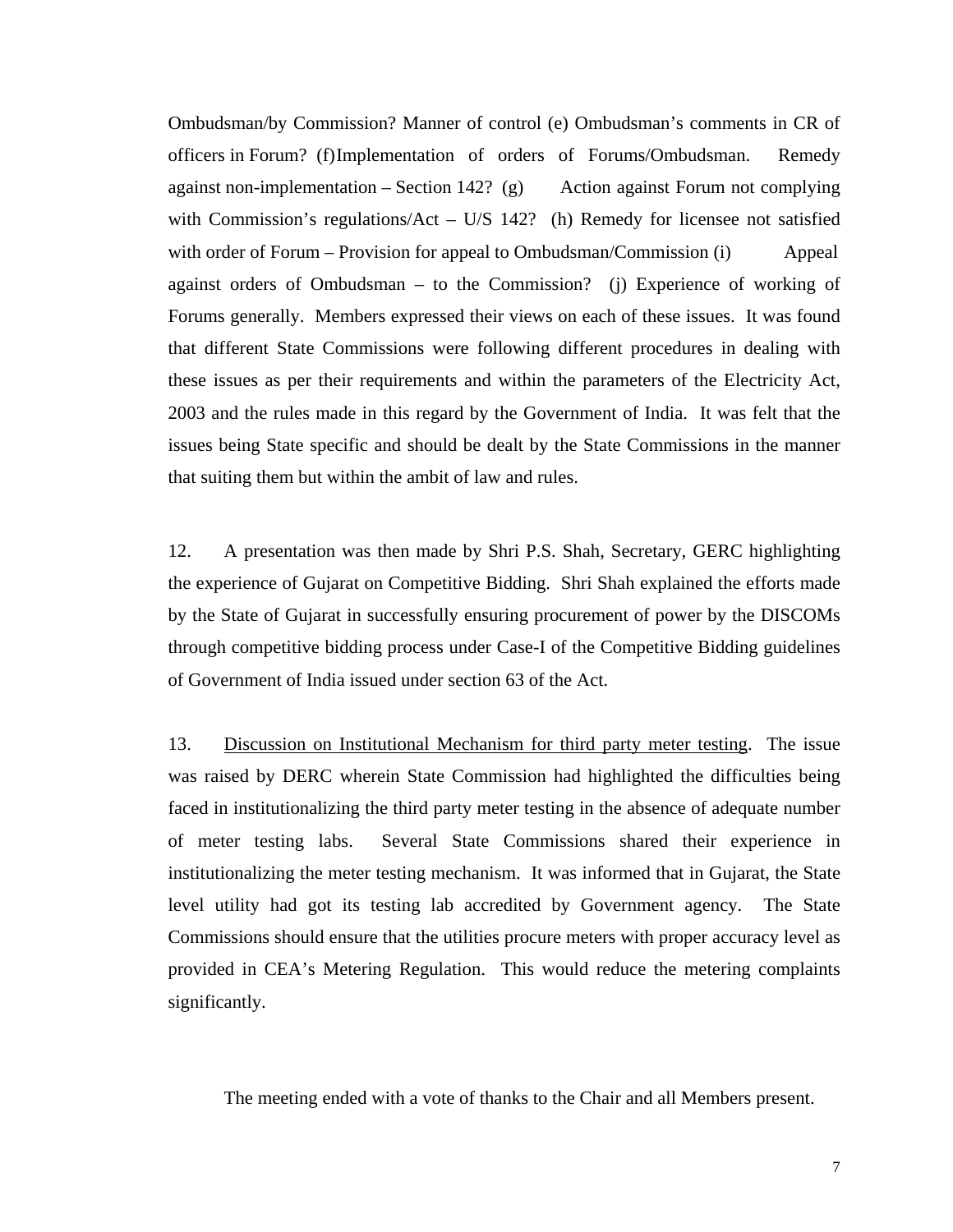Ombudsman/by Commission? Manner of control (e) Ombudsman's comments in CR of officers in Forum? (f) Implementation of orders of Forums/Ombudsman. Remedy against non-implementation – Section 142? (g) Action against Forum not complying with Commission's regulations/Act – U/S 142? (h) Remedy for licensee not satisfied with order of Forum – Provision for appeal to Ombudsman/Commission (i) Appeal against orders of Ombudsman – to the Commission? (j) Experience of working of Forums generally. Members expressed their views on each of these issues. It was found that different State Commissions were following different procedures in dealing with these issues as per their requirements and within the parameters of the Electricity Act, 2003 and the rules made in this regard by the Government of India. It was felt that the issues being State specific and should be dealt by the State Commissions in the manner that suiting them but within the ambit of law and rules.

12. A presentation was then made by Shri P.S. Shah, Secretary, GERC highlighting the experience of Gujarat on Competitive Bidding. Shri Shah explained the efforts made by the State of Gujarat in successfully ensuring procurement of power by the DISCOMs through competitive bidding process under Case-I of the Competitive Bidding guidelines of Government of India issued under section 63 of the Act.

13. <u>Discussion on Institutional Mechanism for third party meter testing</u>. The issue was raised by DERC wherein State Commission had highlighted the difficulties being faced in institutionalizing the third party meter testing in the absence of adequate number of meter testing labs. Several State Commissions shared their experience in institutionalizing the meter testing mechanism. It was informed that in Gujarat, the State level utility had got its testing lab accredited by Government agency. The State Commissions should ensure that the utilities procure meters with proper accuracy level as provided in CEA's Metering Regulation. This would reduce the metering complaints significantly.

The meeting ended with a vote of thanks to the Chair and all Members present.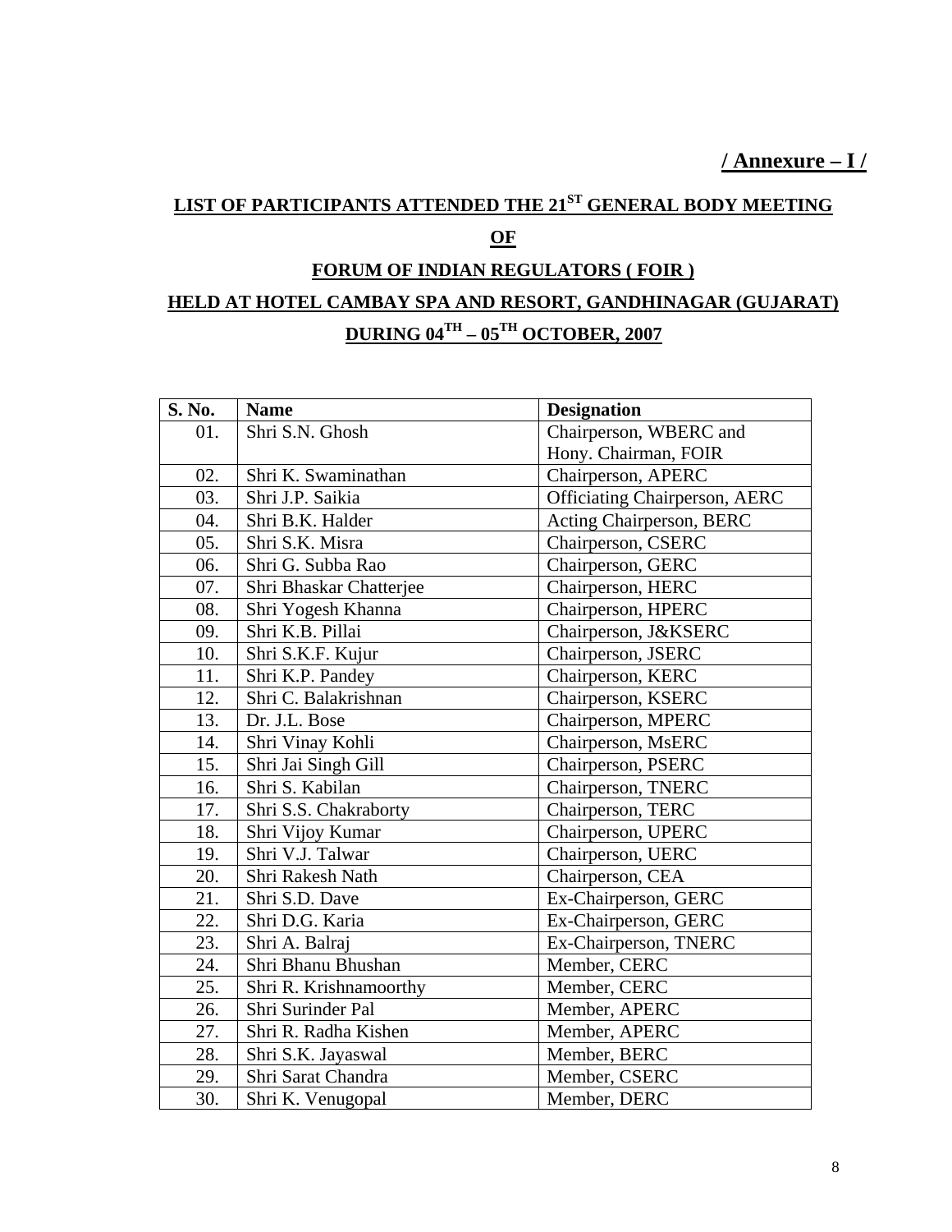**/ Annexure – I /**

## LIST OF PARTICIPANTS ATTENDED THE 21ST GENERAL BODY MEETING

## OF

## FORUM OF INDIAN REGULATORS ( FOIR )

## HELD AT HOTEL CAMBAY SPA AND RESORT, GANDHINAGAR (GUJARAT)

## DURING 04TH – 05TH OCTOBER, 2007

| S. No. | Name | Designation |
|---|---|---|
| 01. | Shri S.N. Ghosh | Chairperson, WBERC and Hony. Chairman, FOIR |
| 02. | Shri K. Swaminathan | Chairperson, APERC |
| 03. | Shri J.P. Saikia | Officiating Chairperson, AERC |
| 04. | Shri B.K. Halder | Acting Chairperson, BERC |
| 05. | Shri S.K. Misra | Chairperson, CSERC |
| 06. | Shri G. Subba Rao | Chairperson, GERC |
| 07. | Shri Bhaskar Chatterjee | Chairperson, HERC |
| 08. | Shri Yogesh Khanna | Chairperson, HPERC |
| 09. | Shri K.B. Pillai | Chairperson, J&KSERC |
| 10. | Shri S.K.F. Kujur | Chairperson, JSERC |
| 11. | Shri K.P. Pandey | Chairperson, KERC |
| 12. | Shri C. Balakrishnan | Chairperson, KSERC |
| 13. | Dr. J.L. Bose | Chairperson, MPERC |
| 14. | Shri Vinay Kohli | Chairperson, MsERC |
| 15. | Shri Jai Singh Gill | Chairperson, PSERC |
| 16. | Shri S. Kabilan | Chairperson, TNERC |
| 17. | Shri S.S. Chakraborty | Chairperson, TERC |
| 18. | Shri Vijoy Kumar | Chairperson, UPERC |
| 19. | Shri V.J. Talwar | Chairperson, UERC |
| 20. | Shri Rakesh Nath | Chairperson, CEA |
| 21. | Shri S.D. Dave | Ex-Chairperson, GERC |
| 22. | Shri D.G. Karia | Ex-Chairperson, GERC |
| 23. | Shri A. Balraj | Ex-Chairperson, TNERC |
| 24. | Shri Bhanu Bhushan | Member, CERC |
| 25. | Shri R. Krishnamoorthy | Member, CERC |
| 26. | Shri Surinder Pal | Member, APERC |
| 27. | Shri R. Radha Kishen | Member, APERC |
| 28. | Shri S.K. Jayaswal | Member, BERC |
| 29. | Shri Sarat Chandra | Member, CSERC |
| 30. | Shri K. Venugopal | Member, DERC |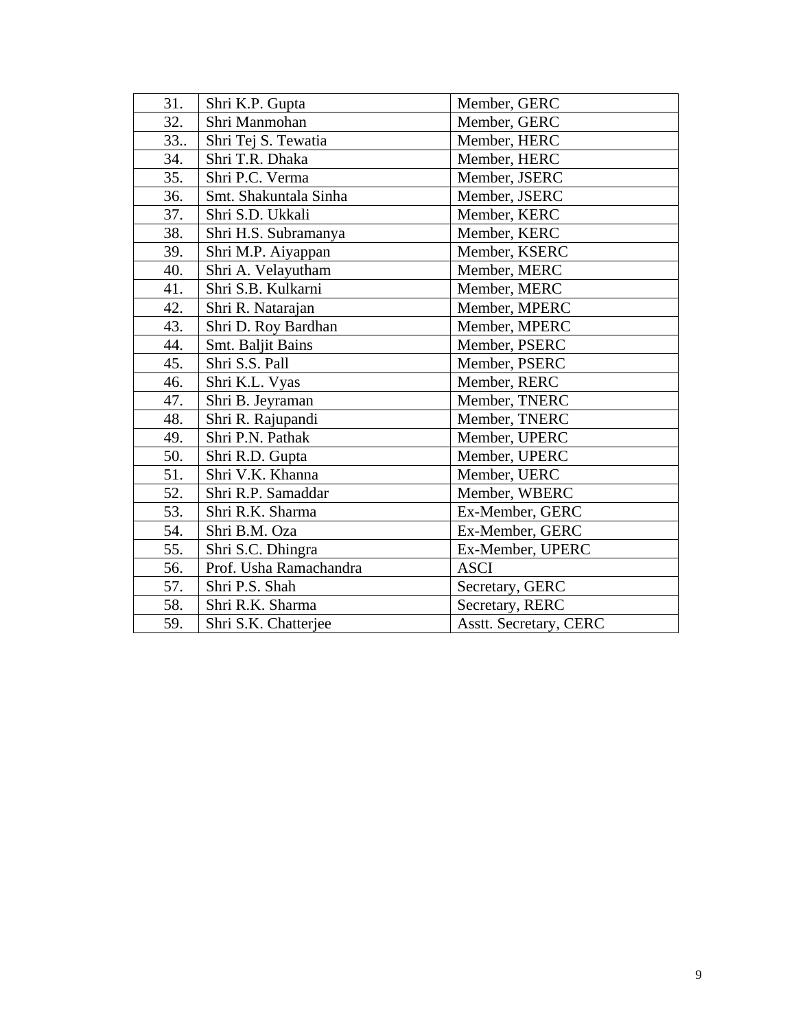| | | |
|---|---|---|
| 31. | Shri K.P. Gupta | Member, GERC |
| 32. | Shri Manmohan | Member, GERC |
| 33.. | Shri Tej S. Tewatia | Member, HERC |
| 34. | Shri T.R. Dhaka | Member, HERC |
| 35. | Shri P.C. Verma | Member, JSERC |
| 36. | Smt. Shakuntala Sinha | Member, JSERC |
| 37. | Shri S.D. Ukkali | Member, KERC |
| 38. | Shri H.S. Subramanya | Member, KERC |
| 39. | Shri M.P. Aiyappan | Member, KSERC |
| 40. | Shri A. Velayutham | Member, MERC |
| 41. | Shri S.B. Kulkarni | Member, MERC |
| 42. | Shri R. Natarajan | Member, MPERC |
| 43. | Shri D. Roy Bardhan | Member, MPERC |
| 44. | Smt. Baljit Bains | Member, PSERC |
| 45. | Shri S.S. Pall | Member, PSERC |
| 46. | Shri K.L. Vyas | Member, RERC |
| 47. | Shri B. Jeyraman | Member, TNERC |
| 48. | Shri R. Rajupandi | Member, TNERC |
| 49. | Shri P.N. Pathak | Member, UPERC |
| 50. | Shri R.D. Gupta | Member, UPERC |
| 51. | Shri V.K. Khanna | Member, UERC |
| 52. | Shri R.P. Samaddar | Member, WBERC |
| 53. | Shri R.K. Sharma | Ex-Member, GERC |
| 54. | Shri B.M. Oza | Ex-Member, GERC |
| 55. | Shri S.C. Dhingra | Ex-Member, UPERC |
| 56. | Prof. Usha Ramachandra | ASCI |
| 57. | Shri P.S. Shah | Secretary, GERC |
| 58. | Shri R.K. Sharma | Secretary, RERC |
| 59. | Shri S.K. Chatterjee | Asstt. Secretary, CERC |